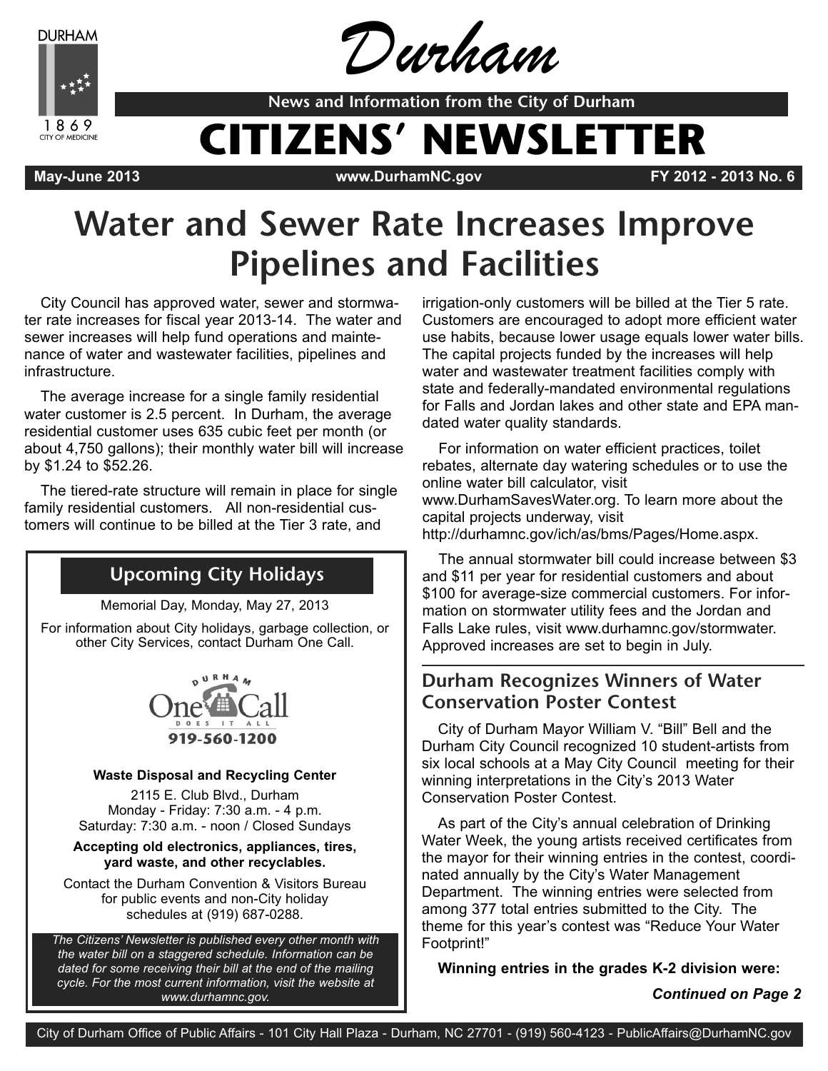# Durham

**News and Information from the City of Durham**

# CITIZENS' NEWSLETTER

**May-June 2013** | **www.DurhamNC.gov** | **FY 2012 - 2013 No. 6**

# Water and Sewer Rate Increases Improve Pipelines and Facilities

City Council has approved water, sewer and stormwater rate increases for fiscal year 2013-14. The water and sewer increases will help fund operations and maintenance of water and wastewater facilities, pipelines and infrastructure.

The average increase for a single family residential water customer is 2.5 percent. In Durham, the average residential customer uses 635 cubic feet per month (or about 4,750 gallons); their monthly water bill will increase by $1.24 to $52.26.

The tiered-rate structure will remain in place for single family residential customers. All non-residential customers will continue to be billed at the Tier 3 rate, and irrigation-only customers will be billed at the Tier 5 rate. Customers are encouraged to adopt more efficient water use habits, because lower usage equals lower water bills. The capital projects funded by the increases will help water and wastewater treatment facilities comply with state and federally-mandated environmental regulations for Falls and Jordan lakes and other state and EPA mandated water quality standards.

For information on water efficient practices, toilet rebates, alternate day watering schedules or to use the online water bill calculator, visit www.DurhamSavesWater.org. To learn more about the capital projects underway, visit http://durhamnc.gov/ich/as/bms/Pages/Home.aspx.

The annual stormwater bill could increase between $3 and $11 per year for residential customers and about $100 for average-size commercial customers. For information on stormwater utility fees and the Jordan and Falls Lake rules, visit www.durhamnc.gov/stormwater. Approved increases are set to begin in July.

## Upcoming City Holidays

Memorial Day, Monday, May 27, 2013

For information about City holidays, garbage collection, or other City Services, contact Durham One Call.

Durham One Call — Does It All — 919-560-1200

**Waste Disposal and Recycling Center**

2115 E. Club Blvd., Durham
Monday - Friday: 7:30 a.m. - 4 p.m.
Saturday: 7:30 a.m. - noon / Closed Sundays

**Accepting old electronics, appliances, tires, yard waste, and other recyclables.**

Contact the Durham Convention & Visitors Bureau for public events and non-City holiday schedules at (919) 687-0288.

*The Citizens' Newsletter is published every other month with the water bill on a staggered schedule. Information can be dated for some receiving their bill at the end of the mailing cycle. For the most current information, visit the website at www.durhamnc.gov.*

## Durham Recognizes Winners of Water Conservation Poster Contest

City of Durham Mayor William V. "Bill" Bell and the Durham City Council recognized 10 student-artists from six local schools at a May City Council meeting for their winning interpretations in the City's 2013 Water Conservation Poster Contest.

As part of the City's annual celebration of Drinking Water Week, the young artists received certificates from the mayor for their winning entries in the contest, coordinated annually by the City's Water Management Department. The winning entries were selected from among 377 total entries submitted to the City. The theme for this year's contest was "Reduce Your Water Footprint!"

**Winning entries in the grades K-2 division were:**

***Continued on Page 2***

City of Durham Office of Public Affairs - 101 City Hall Plaza - Durham, NC 27701 - (919) 560-4123 - PublicAffairs@DurhamNC.gov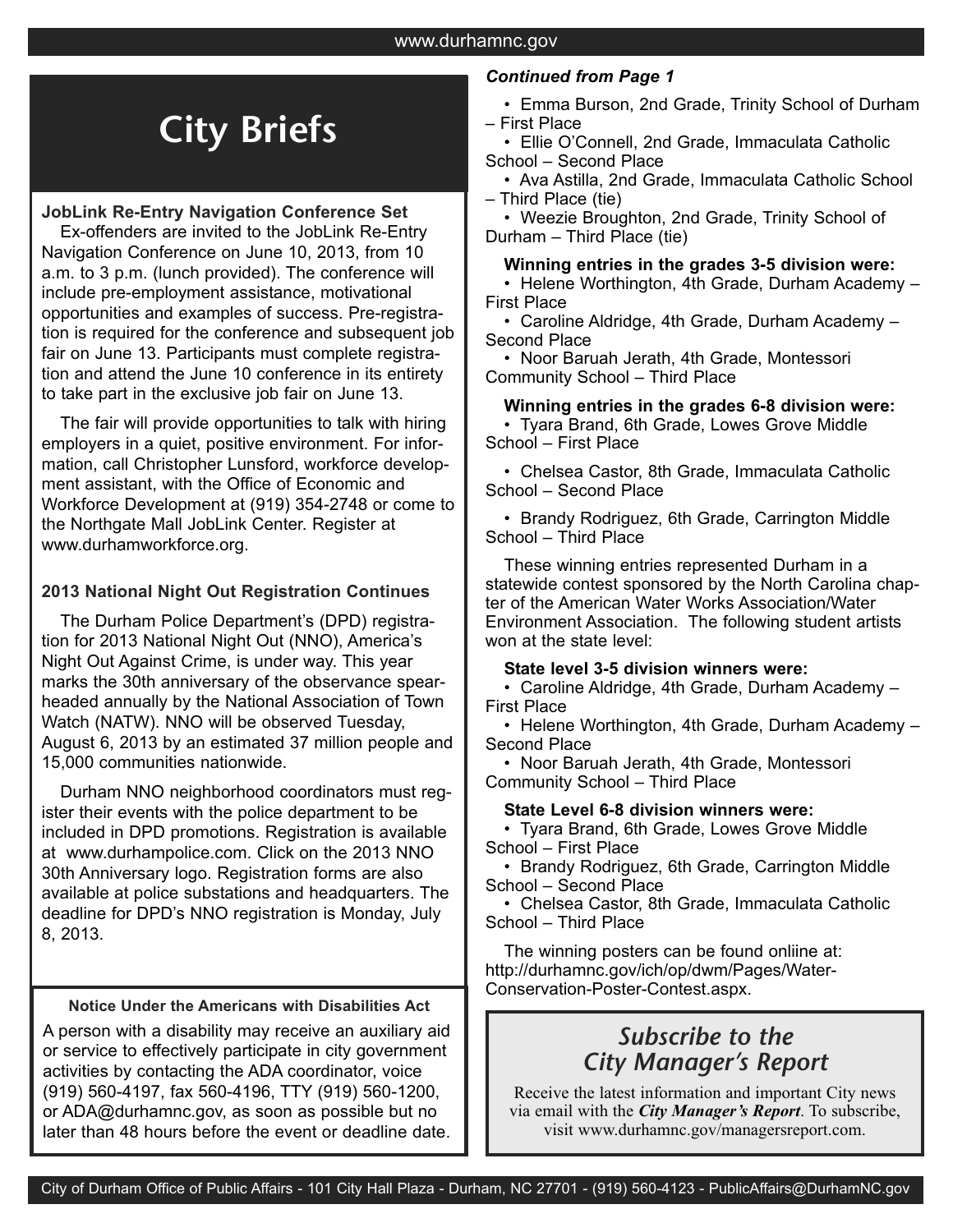# City Briefs

### JobLink Re-Entry Navigation Conference Set

Ex-offenders are invited to the JobLink Re-Entry Navigation Conference on June 10, 2013, from 10 a.m. to 3 p.m. (lunch provided). The conference will include pre-employment assistance, motivational opportunities and examples of success. Pre-registration is required for the conference and subsequent job fair on June 13. Participants must complete registration and attend the June 10 conference in its entirety to take part in the exclusive job fair on June 13.

The fair will provide opportunities to talk with hiring employers in a quiet, positive environment. For information, call Christopher Lunsford, workforce development assistant, with the Office of Economic and Workforce Development at (919) 354-2748 or come to the Northgate Mall JobLink Center. Register at www.durhamworkforce.org.

### 2013 National Night Out Registration Continues

The Durham Police Department's (DPD) registration for 2013 National Night Out (NNO), America's Night Out Against Crime, is under way. This year marks the 30th anniversary of the observance spearheaded annually by the National Association of Town Watch (NATW). NNO will be observed Tuesday, August 6, 2013 by an estimated 37 million people and 15,000 communities nationwide.

Durham NNO neighborhood coordinators must register their events with the police department to be included in DPD promotions. Registration is available at www.durhampolice.com. Click on the 2013 NNO 30th Anniversary logo. Registration forms are also available at police substations and headquarters. The deadline for DPD's NNO registration is Monday, July 8, 2013.

**Notice Under the Americans with Disabilities Act**

A person with a disability may receive an auxiliary aid or service to effectively participate in city government activities by contacting the ADA coordinator, voice (919) 560-4197, fax 560-4196, TTY (919) 560-1200, or ADA@durhamnc.gov, as soon as possible but no later than 48 hours before the event or deadline date.

***Continued from Page 1***

- Emma Burson, 2nd Grade, Trinity School of Durham – First Place
- Ellie O'Connell, 2nd Grade, Immaculata Catholic School – Second Place
- Ava Astilla, 2nd Grade, Immaculata Catholic School – Third Place (tie)
- Weezie Broughton, 2nd Grade, Trinity School of Durham – Third Place (tie)

**Winning entries in the grades 3-5 division were:**

- Helene Worthington, 4th Grade, Durham Academy – First Place
- Caroline Aldridge, 4th Grade, Durham Academy – Second Place
- Noor Baruah Jerath, 4th Grade, Montessori Community School – Third Place

**Winning entries in the grades 6-8 division were:**

- Tyara Brand, 6th Grade, Lowes Grove Middle School – First Place
- Chelsea Castor, 8th Grade, Immaculata Catholic School – Second Place
- Brandy Rodriguez, 6th Grade, Carrington Middle School – Third Place

These winning entries represented Durham in a statewide contest sponsored by the North Carolina chapter of the American Water Works Association/Water Environment Association. The following student artists won at the state level:

**State level 3-5 division winners were:**

- Caroline Aldridge, 4th Grade, Durham Academy – First Place
- Helene Worthington, 4th Grade, Durham Academy – Second Place
- Noor Baruah Jerath, 4th Grade, Montessori Community School – Third Place

**State Level 6-8 division winners were:**

- Tyara Brand, 6th Grade, Lowes Grove Middle School – First Place
- Brandy Rodriguez, 6th Grade, Carrington Middle School – Second Place
- Chelsea Castor, 8th Grade, Immaculata Catholic School – Third Place

The winning posters can be found onliine at: http://durhamnc.gov/ich/op/dwm/Pages/Water-Conservation-Poster-Contest.aspx.

## *Subscribe to the City Manager's Report*

Receive the latest information and important City news via email with the ***City Manager's Report***. To subscribe, visit www.durhamnc.gov/managersreport.com.

City of Durham Office of Public Affairs - 101 City Hall Plaza - Durham, NC 27701 - (919) 560-4123 - PublicAffairs@DurhamNC.gov